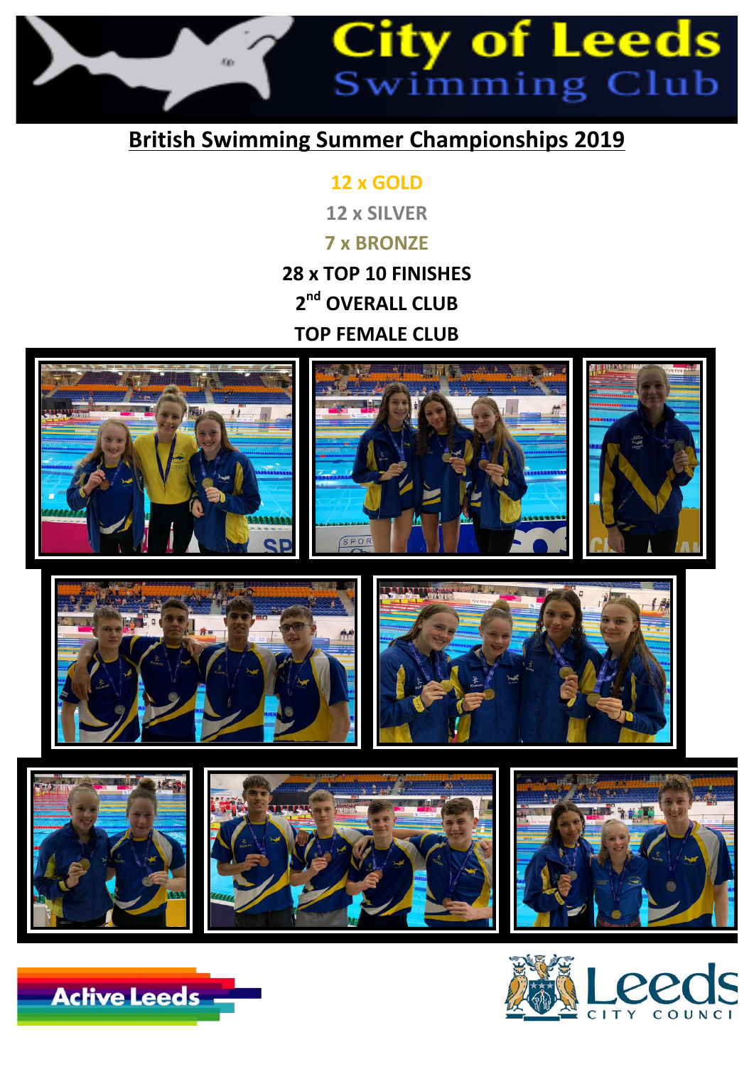# City of Leeds Swimming Club

## British Swimming Summer Championships 2019

**12 x GOLD**

**12 x SILVER**

**7 x BRONZE**

**28 x TOP 10 FINISHES**

**2nd OVERALL CLUB**

**TOP FEMALE CLUB**

Active Leeds

Leeds City Council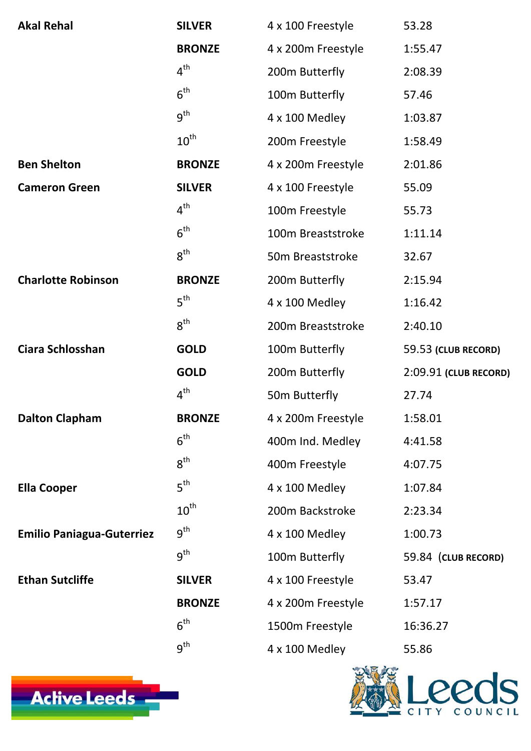| | | | |
|---|---|---|---|
| **Akal Rehal** | **SILVER** | 4 x 100 Freestyle | 53.28 |
| | **BRONZE** | 4 x 200m Freestyle | 1:55.47 |
| | 4th | 200m Butterfly | 2:08.39 |
| | 6th | 100m Butterfly | 57.46 |
| | 9th | 4 x 100 Medley | 1:03.87 |
| | 10th | 200m Freestyle | 1:58.49 |
| **Ben Shelton** | **BRONZE** | 4 x 200m Freestyle | 2:01.86 |
| **Cameron Green** | **SILVER** | 4 x 100 Freestyle | 55.09 |
| | 4th | 100m Freestyle | 55.73 |
| | 6th | 100m Breaststroke | 1:11.14 |
| | 8th | 50m Breaststroke | 32.67 |
| **Charlotte Robinson** | **BRONZE** | 200m Butterfly | 2:15.94 |
| | 5th | 4 x 100 Medley | 1:16.42 |
| | 8th | 200m Breaststroke | 2:40.10 |
| **Ciara Schlosshan** | **GOLD** | 100m Butterfly | 59.53 **(CLUB RECORD)** |
| | **GOLD** | 200m Butterfly | 2:09.91 **(CLUB RECORD)** |
| | 4th | 50m Butterfly | 27.74 |
| **Dalton Clapham** | **BRONZE** | 4 x 200m Freestyle | 1:58.01 |
| | 6th | 400m Ind. Medley | 4:41.58 |
| | 8th | 400m Freestyle | 4:07.75 |
| **Ella Cooper** | 5th | 4 x 100 Medley | 1:07.84 |
| | 10th | 200m Backstroke | 2:23.34 |
| **Emilio Paniagua-Guterriez** | 9th | 4 x 100 Medley | 1:00.73 |
| | 9th | 100m Butterfly | 59.84 **(CLUB RECORD)** |
| **Ethan Sutcliffe** | **SILVER** | 4 x 100 Freestyle | 53.47 |
| | **BRONZE** | 4 x 200m Freestyle | 1:57.17 |
| | 6th | 1500m Freestyle | 16:36.27 |
| | 9th | 4 x 100 Medley | 55.86 |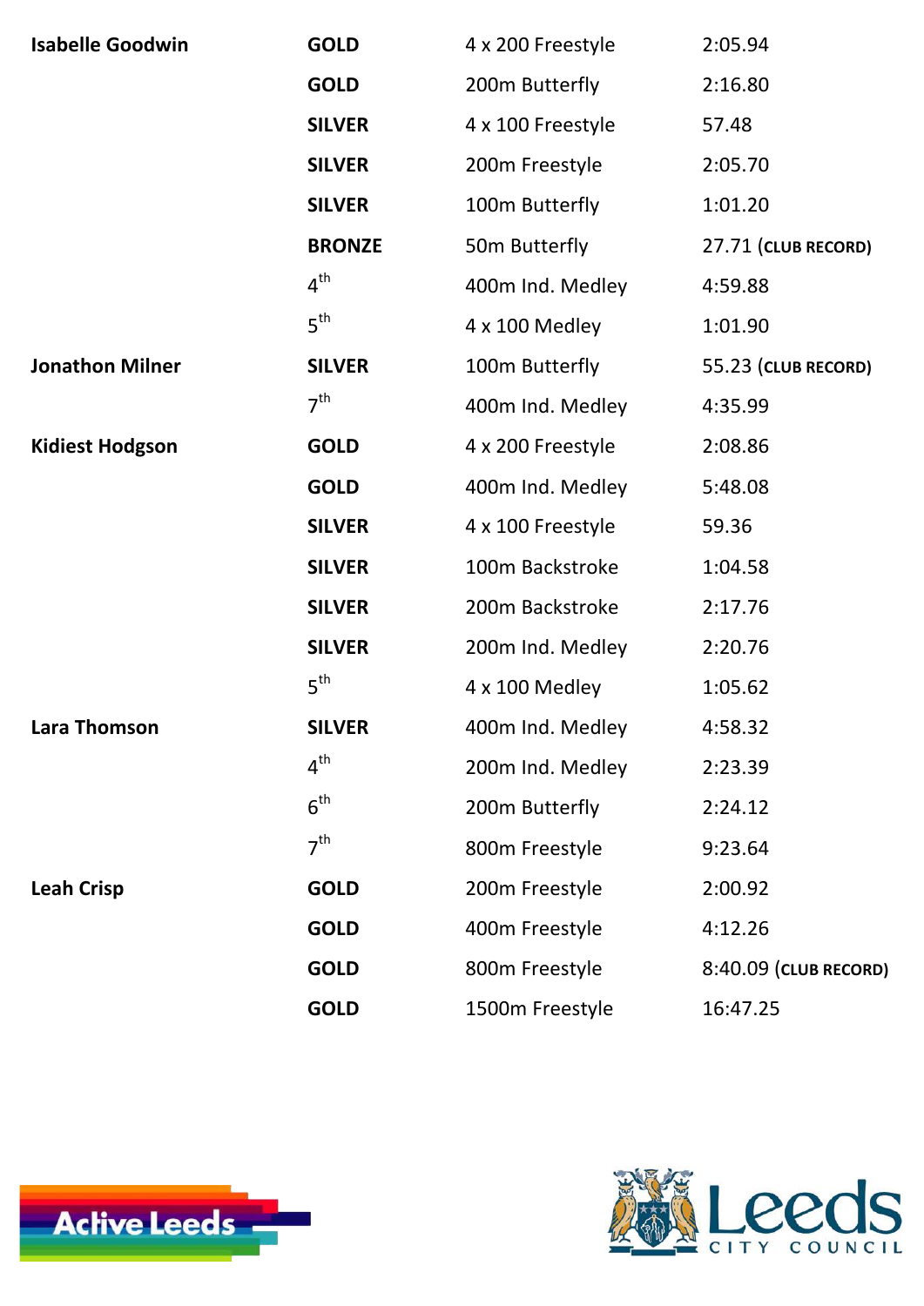| | | | |
|---|---|---|---|
| **Isabelle Goodwin** | **GOLD** | 4 x 200 Freestyle | 2:05.94 |
| | **GOLD** | 200m Butterfly | 2:16.80 |
| | **SILVER** | 4 x 100 Freestyle | 57.48 |
| | **SILVER** | 200m Freestyle | 2:05.70 |
| | **SILVER** | 100m Butterfly | 1:01.20 |
| | **BRONZE** | 50m Butterfly | 27.71 (**CLUB RECORD**) |
| | 4th | 400m Ind. Medley | 4:59.88 |
| | 5th | 4 x 100 Medley | 1:01.90 |
| **Jonathon Milner** | **SILVER** | 100m Butterfly | 55.23 (**CLUB RECORD**) |
| | 7th | 400m Ind. Medley | 4:35.99 |
| **Kidiest Hodgson** | **GOLD** | 4 x 200 Freestyle | 2:08.86 |
| | **GOLD** | 400m Ind. Medley | 5:48.08 |
| | **SILVER** | 4 x 100 Freestyle | 59.36 |
| | **SILVER** | 100m Backstroke | 1:04.58 |
| | **SILVER** | 200m Backstroke | 2:17.76 |
| | **SILVER** | 200m Ind. Medley | 2:20.76 |
| | 5th | 4 x 100 Medley | 1:05.62 |
| **Lara Thomson** | **SILVER** | 400m Ind. Medley | 4:58.32 |
| | 4th | 200m Ind. Medley | 2:23.39 |
| | 6th | 200m Butterfly | 2:24.12 |
| | 7th | 800m Freestyle | 9:23.64 |
| **Leah Crisp** | **GOLD** | 200m Freestyle | 2:00.92 |
| | **GOLD** | 400m Freestyle | 4:12.26 |
| | **GOLD** | 800m Freestyle | 8:40.09 (**CLUB RECORD**) |
| | **GOLD** | 1500m Freestyle | 16:47.25 |

Active Leeds

Leeds City Council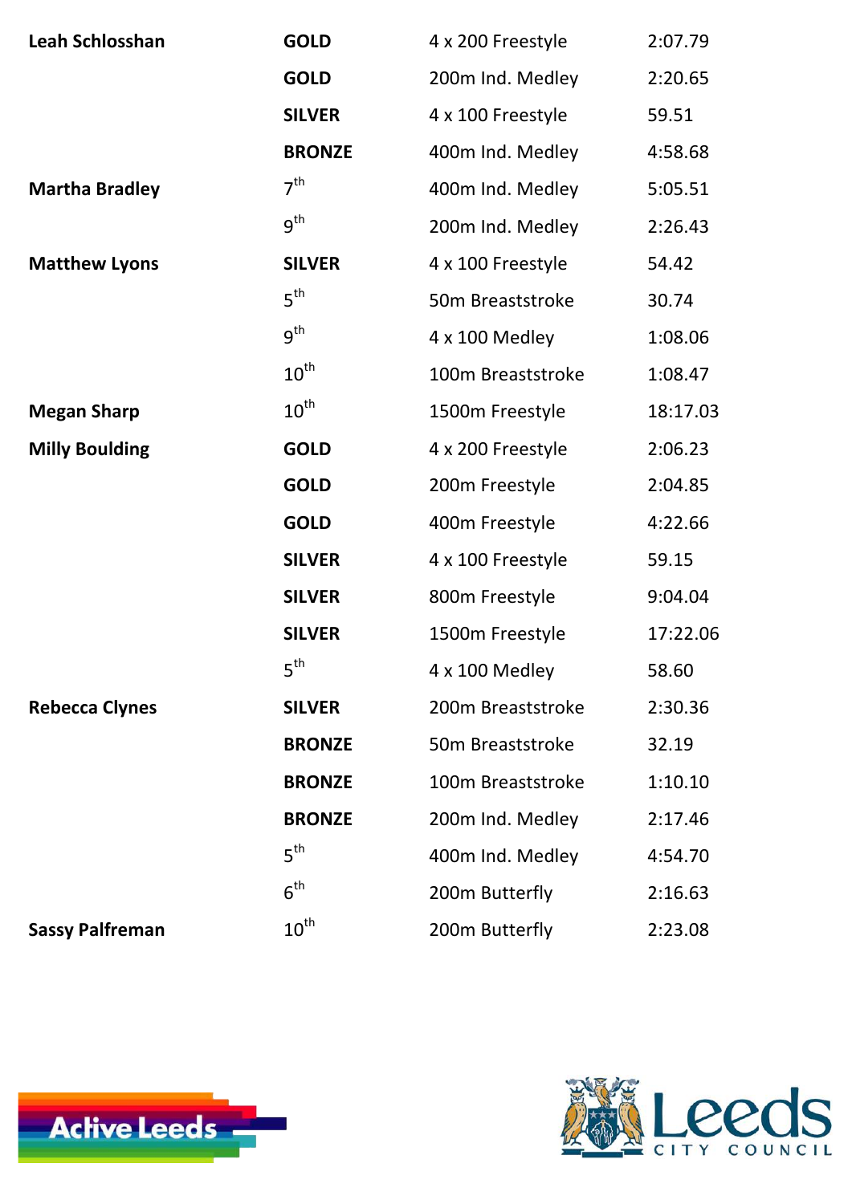| | | | |
|---|---|---|---|
| **Leah Schlosshan** | **GOLD** | 4 x 200 Freestyle | 2:07.79 |
| | **GOLD** | 200m Ind. Medley | 2:20.65 |
| | **SILVER** | 4 x 100 Freestyle | 59.51 |
| | **BRONZE** | 400m Ind. Medley | 4:58.68 |
| **Martha Bradley** | 7th | 400m Ind. Medley | 5:05.51 |
| | 9th | 200m Ind. Medley | 2:26.43 |
| **Matthew Lyons** | **SILVER** | 4 x 100 Freestyle | 54.42 |
| | 5th | 50m Breaststroke | 30.74 |
| | 9th | 4 x 100 Medley | 1:08.06 |
| | 10th | 100m Breaststroke | 1:08.47 |
| **Megan Sharp** | 10th | 1500m Freestyle | 18:17.03 |
| **Milly Boulding** | **GOLD** | 4 x 200 Freestyle | 2:06.23 |
| | **GOLD** | 200m Freestyle | 2:04.85 |
| | **GOLD** | 400m Freestyle | 4:22.66 |
| | **SILVER** | 4 x 100 Freestyle | 59.15 |
| | **SILVER** | 800m Freestyle | 9:04.04 |
| | **SILVER** | 1500m Freestyle | 17:22.06 |
| | 5th | 4 x 100 Medley | 58.60 |
| **Rebecca Clynes** | **SILVER** | 200m Breaststroke | 2:30.36 |
| | **BRONZE** | 50m Breaststroke | 32.19 |
| | **BRONZE** | 100m Breaststroke | 1:10.10 |
| | **BRONZE** | 200m Ind. Medley | 2:17.46 |
| | 5th | 400m Ind. Medley | 4:54.70 |
| | 6th | 200m Butterfly | 2:16.63 |
| **Sassy Palfreman** | 10th | 200m Butterfly | 2:23.08 |

Active Leeds

Leeds City Council